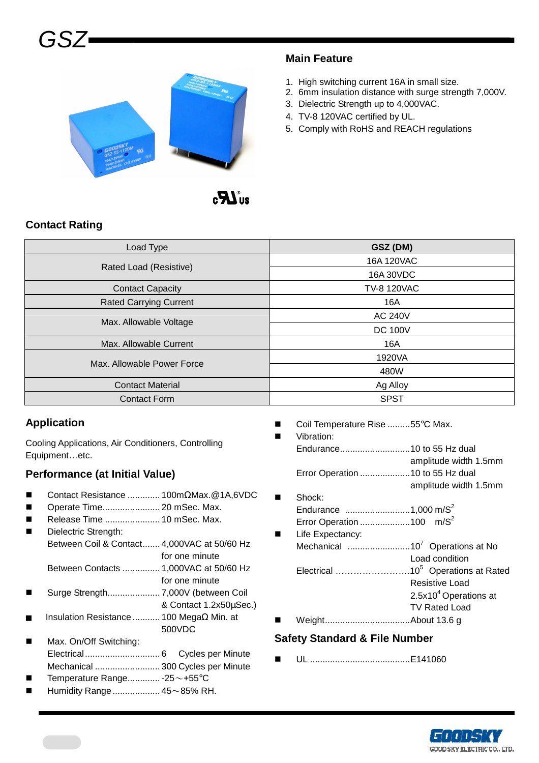# GSZ

## Main Feature

1. High switching current 16A in small size.
2. 6mm insulation distance with surge strength 7,000V.
3. Dielectric Strength up to 4,000VAC.
4. TV-8 120VAC certified by UL.
5. Comply with RoHS and REACH regulations

## Contact Rating

| Load Type | GSZ (DM) |
|---|---|
| Rated Load (Resistive) | 16A 120VAC |
| | 16A 30VDC |
| Contact Capacity | TV-8 120VAC |
| Rated Carrying Current | 16A |
| Max. Allowable Voltage | AC 240V |
| | DC 100V |
| Max. Allowable Current | 16A |
| Max. Allowable Power Force | 1920VA |
| | 480W |
| Contact Material | Ag Alloy |
| Contact Form | SPST |

## Application

Cooling Applications, Air Conditioners, Controlling Equipment…etc.

## Performance (at Initial Value)

- Contact Resistance ............. 100mΩMax.@1A,6VDC
- Operate Time....................... 20 mSec. Max.
- Release Time ...................... 10 mSec. Max.
- Dielectric Strength:
  - Between Coil & Contact....... 4,000VAC at 50/60 Hz for one minute
  - Between Contacts ............... 1,000VAC at 50/60 Hz for one minute
- Surge Strength..................... 7,000V (between Coil & Contact 1.2x50µSec.)
- Insulation Resistance ........... 100 MegaΩ Min. at 500VDC
- Max. On/Off Switching:
  - Electrical .............................. 6 Cycles per Minute
  - Mechanical .......................... 300 Cycles per Minute
- Temperature Range............. -25～+55°C
- Humidity Range ................... 45～85% RH.
- Coil Temperature Rise .........55°C Max.
- Vibration:
  - Endurance............................10 to 55 Hz dual amplitude width 1.5mm
  - Error Operation ....................10 to 55 Hz dual amplitude width 1.5mm
- Shock:
  - Endurance ..........................1,000 m/S$^2$
  - Error Operation ....................100 m/S$^2$
- Life Expectancy:
  - Mechanical .........................$10^7$ Operations at No Load condition
  - Electrical ……………………..$10^5$ Operations at Rated Resistive Load; $2.5 \times 10^4$ Operations at TV Rated Load
- Weight..................................About 13.6 g

## Safety Standard & File Number

- UL ........................................E141060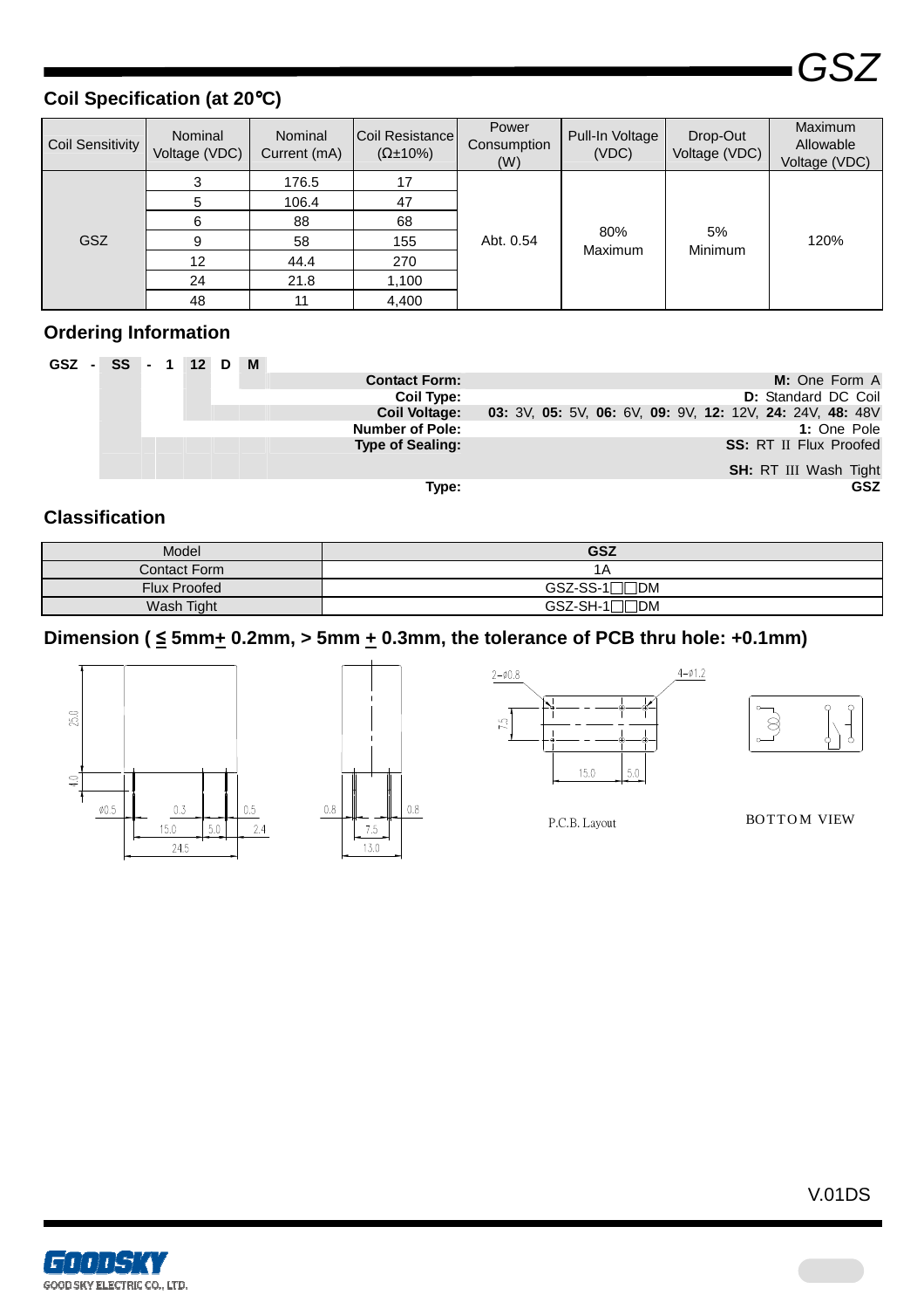## Coil Specification (at 20°C)

| Coil Sensitivity | Nominal Voltage (VDC) | Nominal Current (mA) | Coil Resistance (Ω±10%) | Power Consumption (W) | Pull-In Voltage (VDC) | Drop-Out Voltage (VDC) | Maximum Allowable Voltage (VDC) |
|---|---|---|---|---|---|---|---|
| GSZ | 3 | 176.5 | 17 | Abt. 0.54 | 80% Maximum | 5% Minimum | 120% |
| | 5 | 106.4 | 47 | | | | |
| | 6 | 88 | 68 | | | | |
| | 9 | 58 | 155 | | | | |
| | 12 | 44.4 | 270 | | | | |
| | 24 | 21.8 | 1,100 | | | | |
| | 48 | 11 | 4,400 | | | | |

## Ordering Information

**GSZ - SS - 1 12 D M**

| | |
|---|---|
| **Contact Form:** | **M:** One Form A |
| **Coil Type:** | **D:** Standard DC Coil |
| **Coil Voltage:** | **03:** 3V, **05:** 5V, **06:** 6V, **09:** 9V, **12:** 12V, **24:** 24V, **48:** 48V |
| **Number of Pole:** | **1:** One Pole |
| **Type of Sealing:** | **SS:** RT II Flux Proofed |
| | **SH:** RT III Wash Tight |
| **Type:** | **GSZ** |

## Classification

| Model | GSZ |
|---|---|
| Contact Form | 1A |
| Flux Proofed | GSZ-SS-1□□DM |
| Wash Tight | GSZ-SH-1□□DM |

## Dimension ( ≤ 5mm± 0.2mm, > 5mm ± 0.3mm, the tolerance of PCB thru hole: +0.1mm)

25.0
4.0
ø0.5
0.3
0.5
15.0
5.0
2.4
24.5

0.8
0.8
7.5
13.0

2-ø0.8
4-ø1.2
7.5
15.0
5.0

P.C.B. Layout

BOTTOM VIEW

V.01DS

GOODSKY
GOOD SKY ELECTRIC CO., LTD.